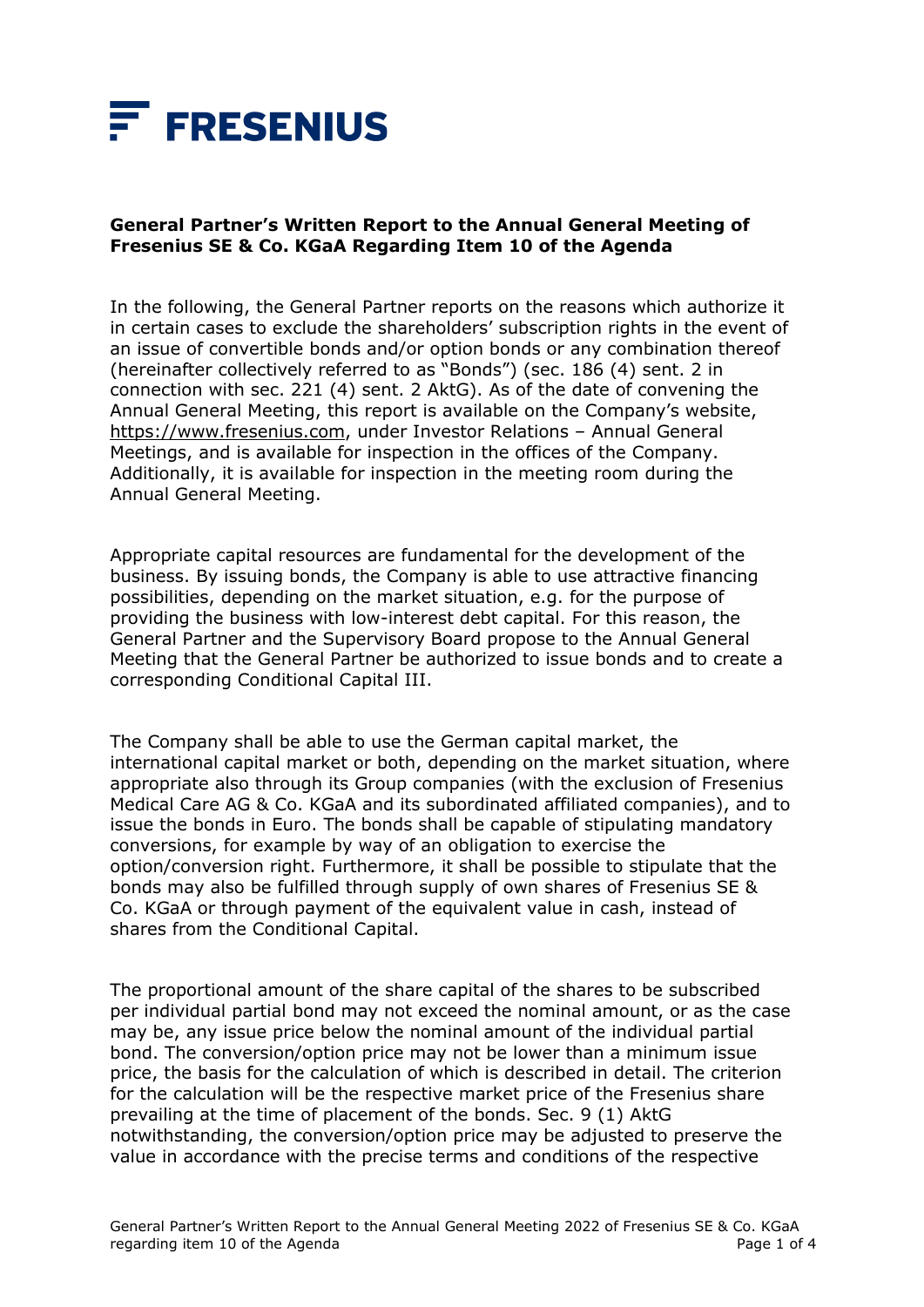**General Partner's Written Report to the Annual General Meeting of Fresenius SE & Co. KGaA Regarding Item 10 of the Agenda**

In the following, the General Partner reports on the reasons which authorize it in certain cases to exclude the shareholders' subscription rights in the event of an issue of convertible bonds and/or option bonds or any combination thereof (hereinafter collectively referred to as "Bonds") (sec. 186 (4) sent. 2 in connection with sec. 221 (4) sent. 2 AktG). As of the date of convening the Annual General Meeting, this report is available on the Company's website, https://www.fresenius.com, under Investor Relations – Annual General Meetings, and is available for inspection in the offices of the Company. Additionally, it is available for inspection in the meeting room during the Annual General Meeting.

Appropriate capital resources are fundamental for the development of the business. By issuing bonds, the Company is able to use attractive financing possibilities, depending on the market situation, e.g. for the purpose of providing the business with low-interest debt capital. For this reason, the General Partner and the Supervisory Board propose to the Annual General Meeting that the General Partner be authorized to issue bonds and to create a corresponding Conditional Capital III.

The Company shall be able to use the German capital market, the international capital market or both, depending on the market situation, where appropriate also through its Group companies (with the exclusion of Fresenius Medical Care AG & Co. KGaA and its subordinated affiliated companies), and to issue the bonds in Euro. The bonds shall be capable of stipulating mandatory conversions, for example by way of an obligation to exercise the option/conversion right. Furthermore, it shall be possible to stipulate that the bonds may also be fulfilled through supply of own shares of Fresenius SE & Co. KGaA or through payment of the equivalent value in cash, instead of shares from the Conditional Capital.

The proportional amount of the share capital of the shares to be subscribed per individual partial bond may not exceed the nominal amount, or as the case may be, any issue price below the nominal amount of the individual partial bond. The conversion/option price may not be lower than a minimum issue price, the basis for the calculation of which is described in detail. The criterion for the calculation will be the respective market price of the Fresenius share prevailing at the time of placement of the bonds. Sec. 9 (1) AktG notwithstanding, the conversion/option price may be adjusted to preserve the value in accordance with the precise terms and conditions of the respective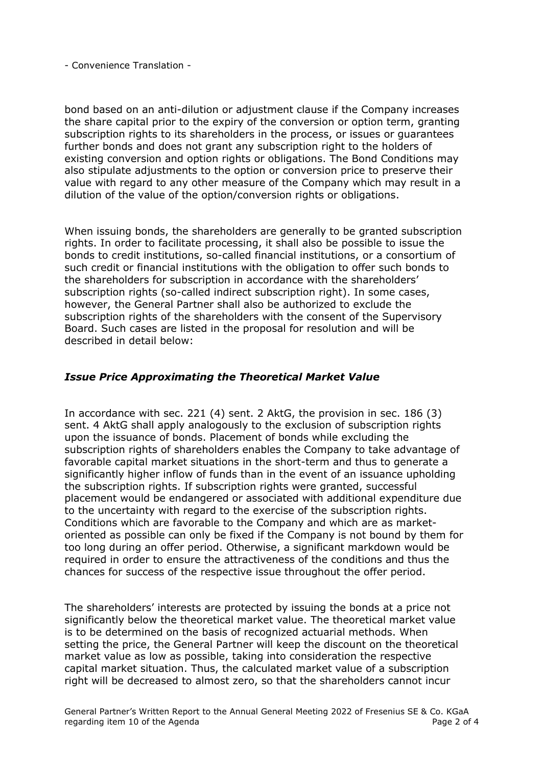bond based on an anti-dilution or adjustment clause if the Company increases the share capital prior to the expiry of the conversion or option term, granting subscription rights to its shareholders in the process, or issues or guarantees further bonds and does not grant any subscription right to the holders of existing conversion and option rights or obligations. The Bond Conditions may also stipulate adjustments to the option or conversion price to preserve their value with regard to any other measure of the Company which may result in a dilution of the value of the option/conversion rights or obligations.

When issuing bonds, the shareholders are generally to be granted subscription rights. In order to facilitate processing, it shall also be possible to issue the bonds to credit institutions, so-called financial institutions, or a consortium of such credit or financial institutions with the obligation to offer such bonds to the shareholders for subscription in accordance with the shareholders' subscription rights (so-called indirect subscription right). In some cases, however, the General Partner shall also be authorized to exclude the subscription rights of the shareholders with the consent of the Supervisory Board. Such cases are listed in the proposal for resolution and will be described in detail below:

### *Issue Price Approximating the Theoretical Market Value*

In accordance with sec. 221 (4) sent. 2 AktG, the provision in sec. 186 (3) sent. 4 AktG shall apply analogously to the exclusion of subscription rights upon the issuance of bonds. Placement of bonds while excluding the subscription rights of shareholders enables the Company to take advantage of favorable capital market situations in the short-term and thus to generate a significantly higher inflow of funds than in the event of an issuance upholding the subscription rights. If subscription rights were granted, successful placement would be endangered or associated with additional expenditure due to the uncertainty with regard to the exercise of the subscription rights. Conditions which are favorable to the Company and which are as market-oriented as possible can only be fixed if the Company is not bound by them for too long during an offer period. Otherwise, a significant markdown would be required in order to ensure the attractiveness of the conditions and thus the chances for success of the respective issue throughout the offer period.

The shareholders' interests are protected by issuing the bonds at a price not significantly below the theoretical market value. The theoretical market value is to be determined on the basis of recognized actuarial methods. When setting the price, the General Partner will keep the discount on the theoretical market value as low as possible, taking into consideration the respective capital market situation. Thus, the calculated market value of a subscription right will be decreased to almost zero, so that the shareholders cannot incur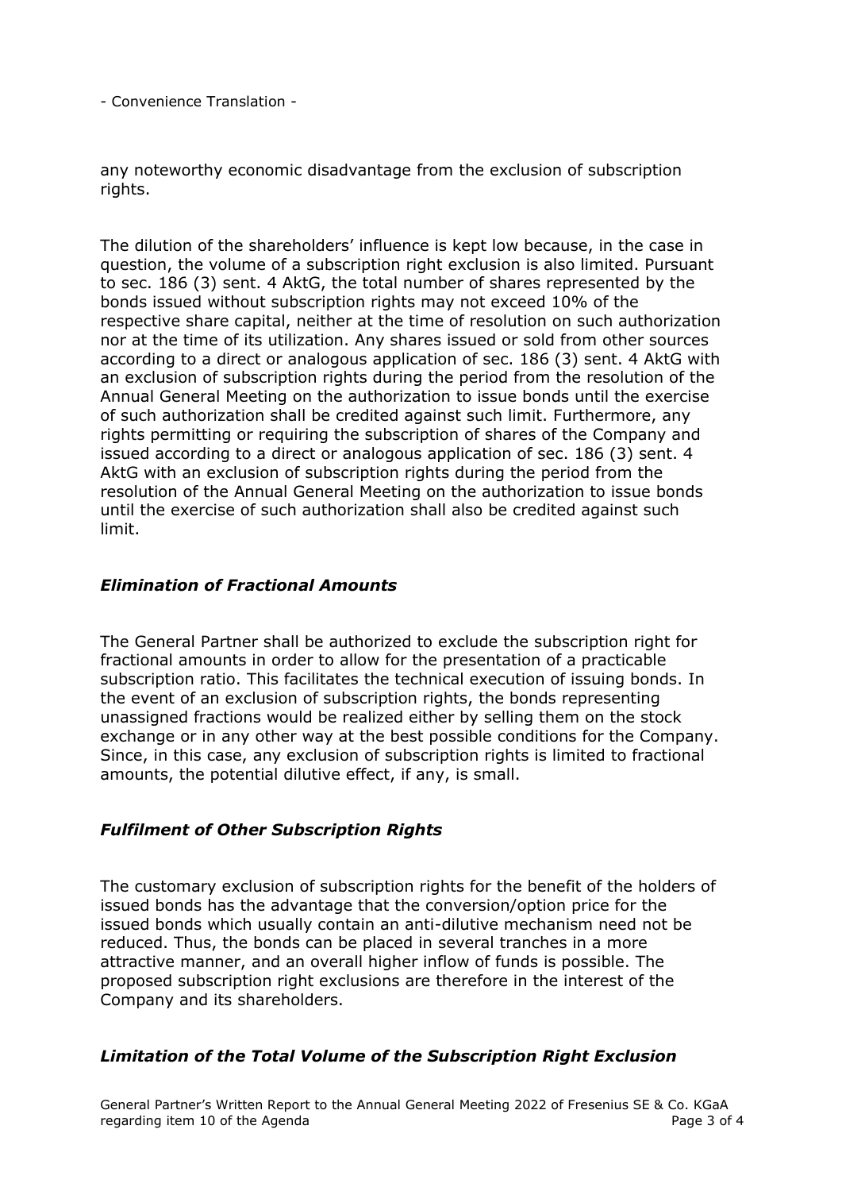- Convenience Translation -

any noteworthy economic disadvantage from the exclusion of subscription rights.

The dilution of the shareholders' influence is kept low because, in the case in question, the volume of a subscription right exclusion is also limited. Pursuant to sec. 186 (3) sent. 4 AktG, the total number of shares represented by the bonds issued without subscription rights may not exceed 10% of the respective share capital, neither at the time of resolution on such authorization nor at the time of its utilization. Any shares issued or sold from other sources according to a direct or analogous application of sec. 186 (3) sent. 4 AktG with an exclusion of subscription rights during the period from the resolution of the Annual General Meeting on the authorization to issue bonds until the exercise of such authorization shall be credited against such limit. Furthermore, any rights permitting or requiring the subscription of shares of the Company and issued according to a direct or analogous application of sec. 186 (3) sent. 4 AktG with an exclusion of subscription rights during the period from the resolution of the Annual General Meeting on the authorization to issue bonds until the exercise of such authorization shall also be credited against such limit.

### *Elimination of Fractional Amounts*

The General Partner shall be authorized to exclude the subscription right for fractional amounts in order to allow for the presentation of a practicable subscription ratio. This facilitates the technical execution of issuing bonds. In the event of an exclusion of subscription rights, the bonds representing unassigned fractions would be realized either by selling them on the stock exchange or in any other way at the best possible conditions for the Company. Since, in this case, any exclusion of subscription rights is limited to fractional amounts, the potential dilutive effect, if any, is small.

### *Fulfilment of Other Subscription Rights*

The customary exclusion of subscription rights for the benefit of the holders of issued bonds has the advantage that the conversion/option price for the issued bonds which usually contain an anti-dilutive mechanism need not be reduced. Thus, the bonds can be placed in several tranches in a more attractive manner, and an overall higher inflow of funds is possible. The proposed subscription right exclusions are therefore in the interest of the Company and its shareholders.

### *Limitation of the Total Volume of the Subscription Right Exclusion*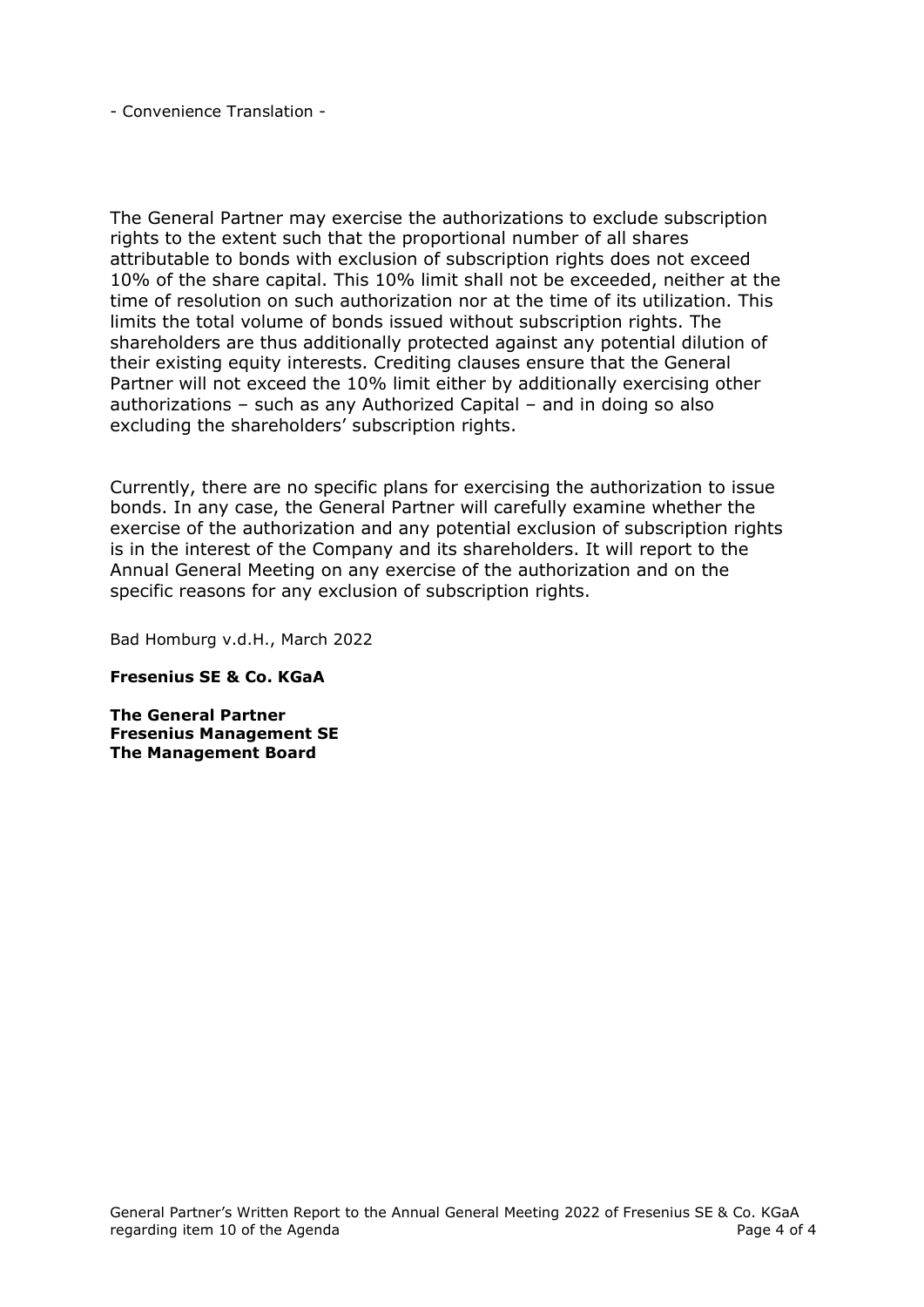- Convenience Translation -

The General Partner may exercise the authorizations to exclude subscription rights to the extent such that the proportional number of all shares attributable to bonds with exclusion of subscription rights does not exceed 10% of the share capital. This 10% limit shall not be exceeded, neither at the time of resolution on such authorization nor at the time of its utilization. This limits the total volume of bonds issued without subscription rights. The shareholders are thus additionally protected against any potential dilution of their existing equity interests. Crediting clauses ensure that the General Partner will not exceed the 10% limit either by additionally exercising other authorizations – such as any Authorized Capital – and in doing so also excluding the shareholders' subscription rights.

Currently, there are no specific plans for exercising the authorization to issue bonds. In any case, the General Partner will carefully examine whether the exercise of the authorization and any potential exclusion of subscription rights is in the interest of the Company and its shareholders. It will report to the Annual General Meeting on any exercise of the authorization and on the specific reasons for any exclusion of subscription rights.

Bad Homburg v.d.H., March 2022

**Fresenius SE & Co. KGaA**

**The General Partner**
**Fresenius Management SE**
**The Management Board**